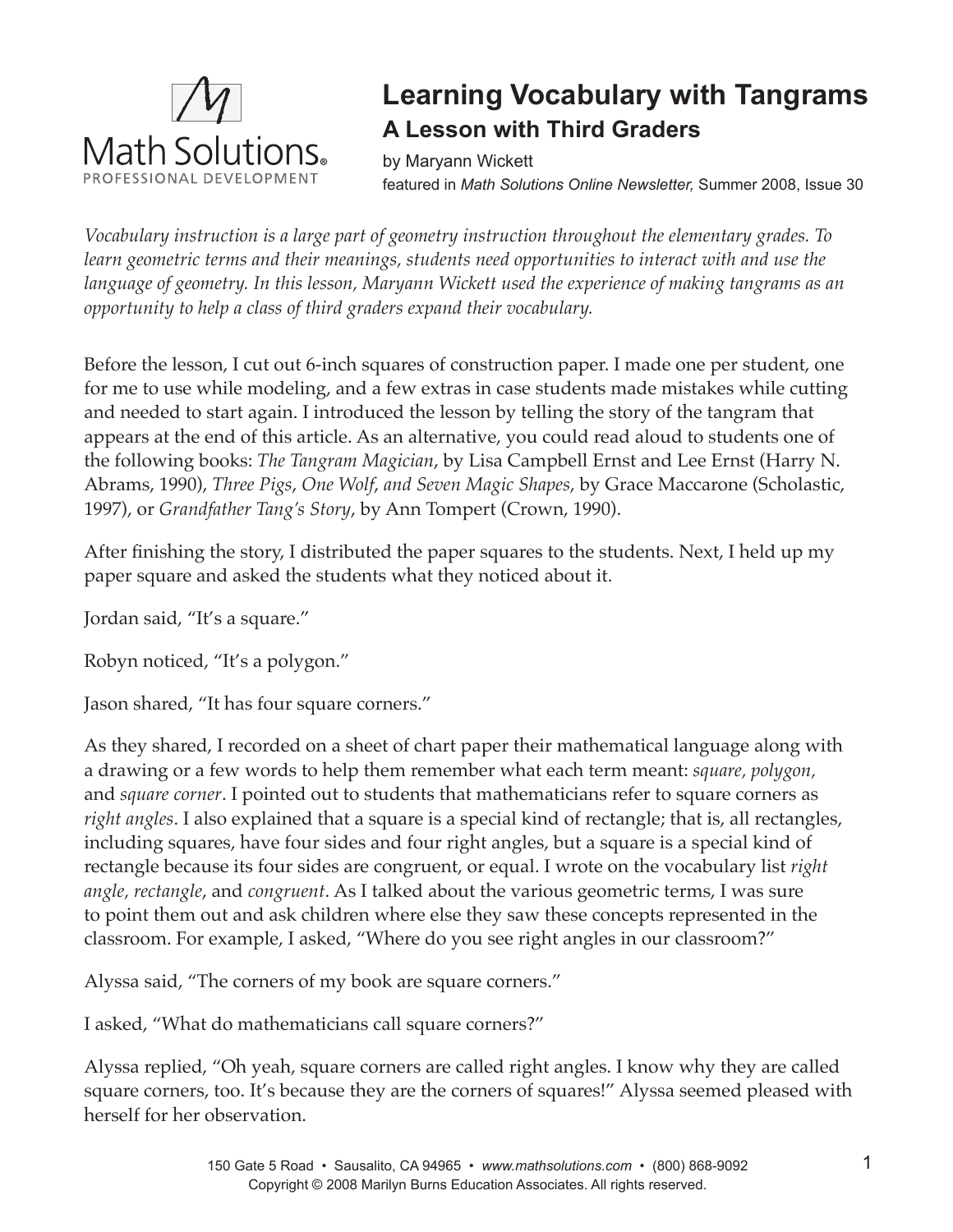# Learning Vocabulary with Tangrams

## A Lesson with Third Graders

by Maryann Wickett
featured in *Math Solutions Online Newsletter*, Summer 2008, Issue 30

*Vocabulary instruction is a large part of geometry instruction throughout the elementary grades. To learn geometric terms and their meanings, students need opportunities to interact with and use the language of geometry. In this lesson, Maryann Wickett used the experience of making tangrams as an opportunity to help a class of third graders expand their vocabulary.*

Before the lesson, I cut out 6-inch squares of construction paper. I made one per student, one for me to use while modeling, and a few extras in case students made mistakes while cutting and needed to start again. I introduced the lesson by telling the story of the tangram that appears at the end of this article. As an alternative, you could read aloud to students one of the following books: *The Tangram Magician*, by Lisa Campbell Ernst and Lee Ernst (Harry N. Abrams, 1990), *Three Pigs, One Wolf, and Seven Magic Shapes*, by Grace Maccarone (Scholastic, 1997), or *Grandfather Tang's Story*, by Ann Tompert (Crown, 1990).

After finishing the story, I distributed the paper squares to the students. Next, I held up my paper square and asked the students what they noticed about it.

Jordan said, "It's a square."

Robyn noticed, "It's a polygon."

Jason shared, "It has four square corners."

As they shared, I recorded on a sheet of chart paper their mathematical language along with a drawing or a few words to help them remember what each term meant: *square, polygon,* and *square corner*. I pointed out to students that mathematicians refer to square corners as *right angles*. I also explained that a square is a special kind of rectangle; that is, all rectangles, including squares, have four sides and four right angles, but a square is a special kind of rectangle because its four sides are congruent, or equal. I wrote on the vocabulary list *right angle, rectangle*, and *congruent*. As I talked about the various geometric terms, I was sure to point them out and ask children where else they saw these concepts represented in the classroom. For example, I asked, "Where do you see right angles in our classroom?"

Alyssa said, "The corners of my book are square corners."

I asked, "What do mathematicians call square corners?"

Alyssa replied, "Oh yeah, square corners are called right angles. I know why they are called square corners, too. It's because they are the corners of squares!" Alyssa seemed pleased with herself for her observation.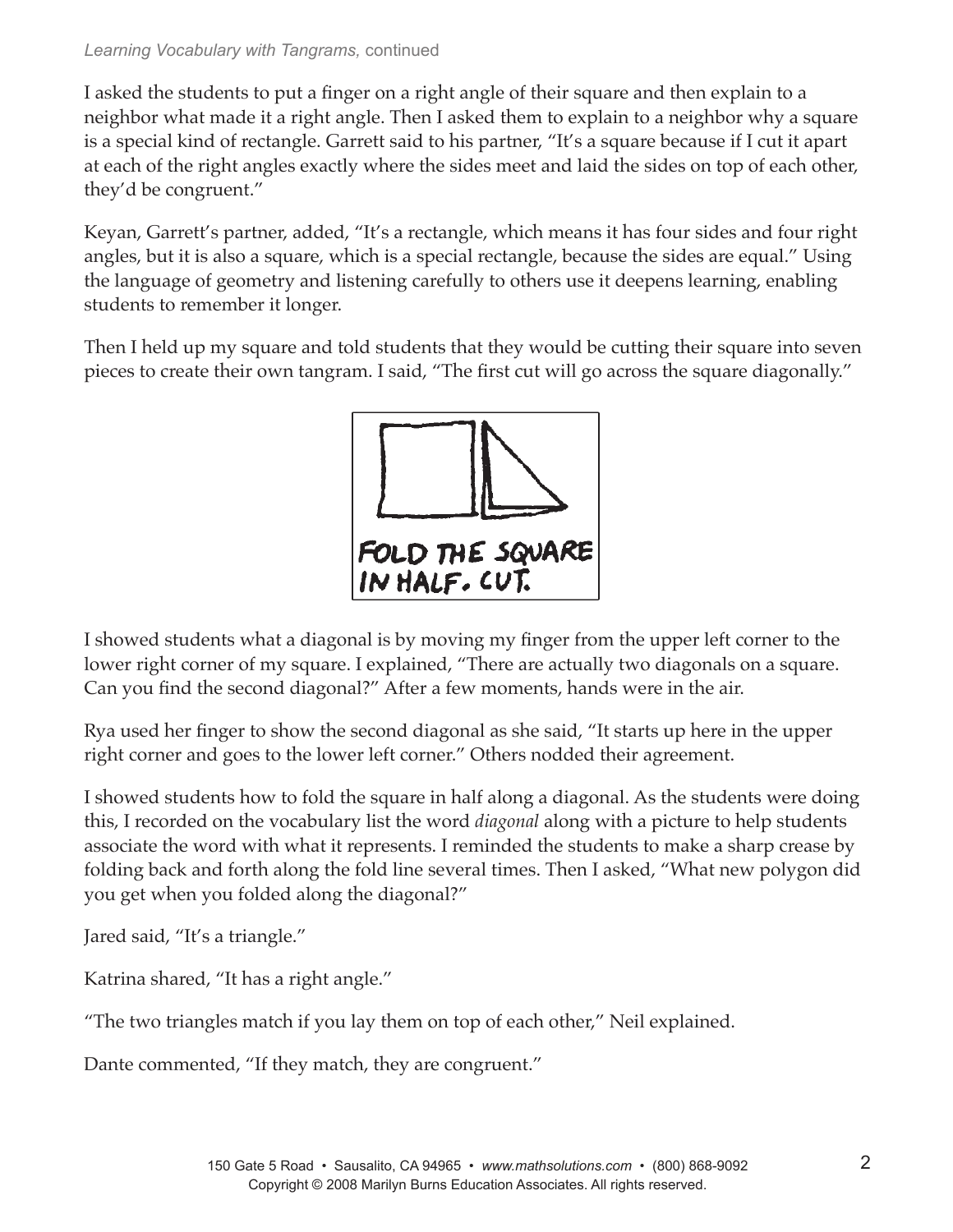I asked the students to put a finger on a right angle of their square and then explain to a neighbor what made it a right angle. Then I asked them to explain to a neighbor why a square is a special kind of rectangle. Garrett said to his partner, "It's a square because if I cut it apart at each of the right angles exactly where the sides meet and laid the sides on top of each other, they'd be congruent."

Keyan, Garrett's partner, added, "It's a rectangle, which means it has four sides and four right angles, but it is also a square, which is a special rectangle, because the sides are equal." Using the language of geometry and listening carefully to others use it deepens learning, enabling students to remember it longer.

Then I held up my square and told students that they would be cutting their square into seven pieces to create their own tangram. I said, "The first cut will go across the square diagonally."

FOLD THE SQUARE IN HALF. CUT.

I showed students what a diagonal is by moving my finger from the upper left corner to the lower right corner of my square. I explained, "There are actually two diagonals on a square. Can you find the second diagonal?" After a few moments, hands were in the air.

Rya used her finger to show the second diagonal as she said, "It starts up here in the upper right corner and goes to the lower left corner." Others nodded their agreement.

I showed students how to fold the square in half along a diagonal. As the students were doing this, I recorded on the vocabulary list the word *diagonal* along with a picture to help students associate the word with what it represents. I reminded the students to make a sharp crease by folding back and forth along the fold line several times. Then I asked, "What new polygon did you get when you folded along the diagonal?"

Jared said, "It's a triangle."

Katrina shared, "It has a right angle."

"The two triangles match if you lay them on top of each other," Neil explained.

Dante commented, "If they match, they are congruent."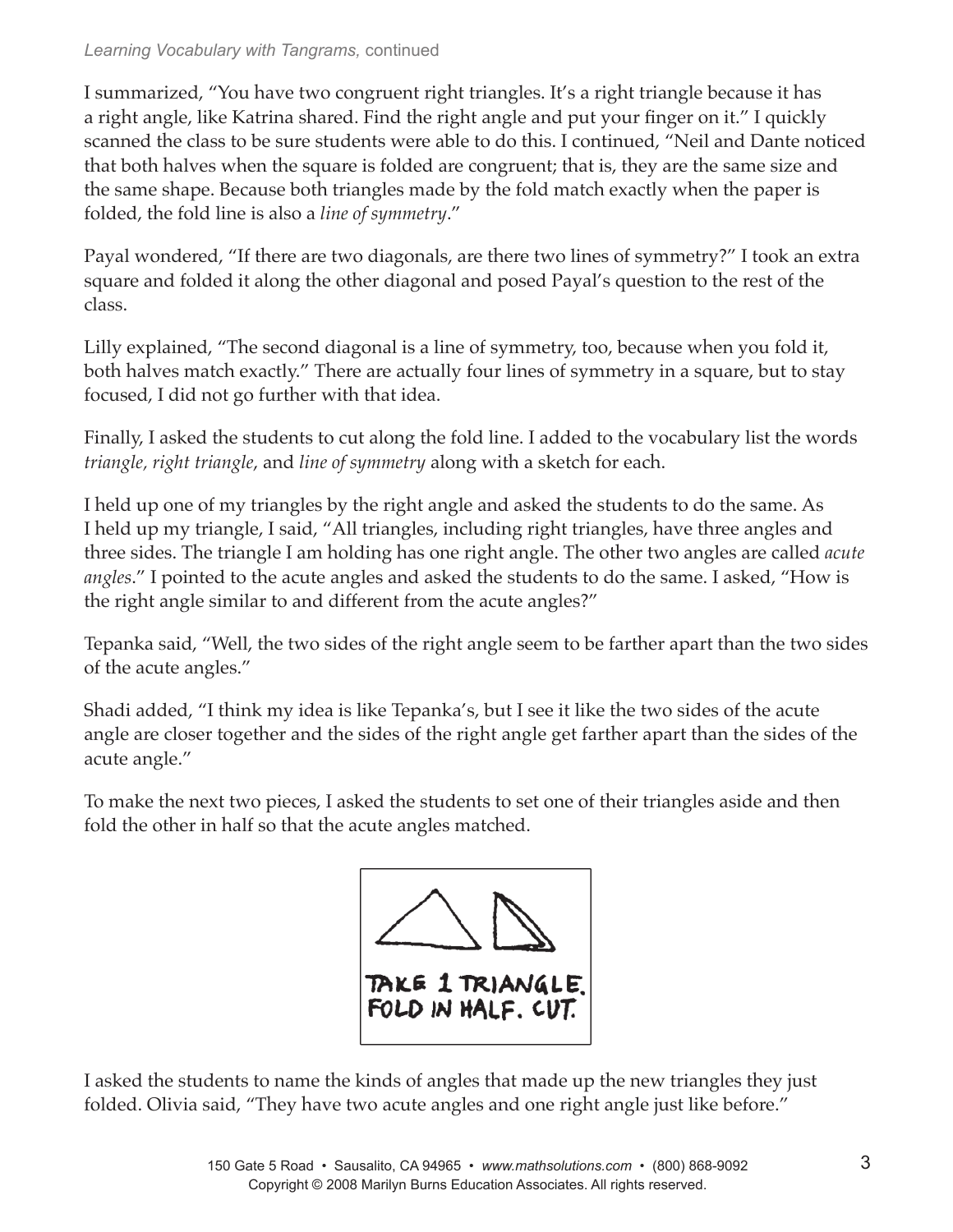I summarized, "You have two congruent right triangles. It's a right triangle because it has a right angle, like Katrina shared. Find the right angle and put your finger on it." I quickly scanned the class to be sure students were able to do this. I continued, "Neil and Dante noticed that both halves when the square is folded are congruent; that is, they are the same size and the same shape. Because both triangles made by the fold match exactly when the paper is folded, the fold line is also a *line of symmetry*."

Payal wondered, "If there are two diagonals, are there two lines of symmetry?" I took an extra square and folded it along the other diagonal and posed Payal's question to the rest of the class.

Lilly explained, "The second diagonal is a line of symmetry, too, because when you fold it, both halves match exactly." There are actually four lines of symmetry in a square, but to stay focused, I did not go further with that idea.

Finally, I asked the students to cut along the fold line. I added to the vocabulary list the words *triangle*, *right triangle*, and *line of symmetry* along with a sketch for each.

I held up one of my triangles by the right angle and asked the students to do the same. As I held up my triangle, I said, "All triangles, including right triangles, have three angles and three sides. The triangle I am holding has one right angle. The other two angles are called *acute angles*." I pointed to the acute angles and asked the students to do the same. I asked, "How is the right angle similar to and different from the acute angles?"

Tepanka said, "Well, the two sides of the right angle seem to be farther apart than the two sides of the acute angles."

Shadi added, "I think my idea is like Tepanka's, but I see it like the two sides of the acute angle are closer together and the sides of the right angle get farther apart than the sides of the acute angle."

To make the next two pieces, I asked the students to set one of their triangles aside and then fold the other in half so that the acute angles matched.

TAKE 1 TRIANGLE. FOLD IN HALF. CUT.

I asked the students to name the kinds of angles that made up the new triangles they just folded. Olivia said, "They have two acute angles and one right angle just like before."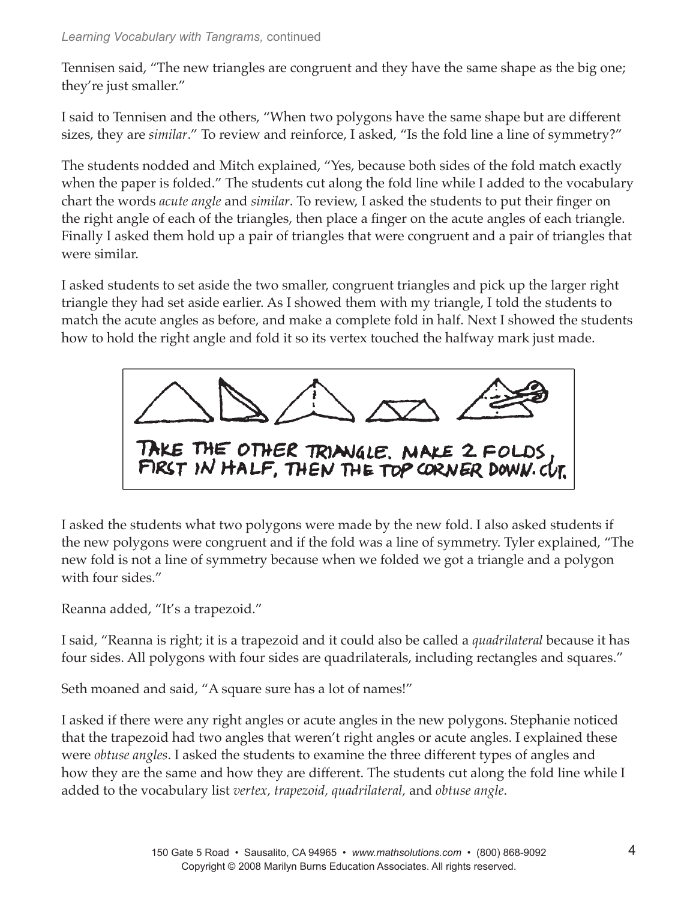Tennisen said, "The new triangles are congruent and they have the same shape as the big one; they're just smaller."

I said to Tennisen and the others, "When two polygons have the same shape but are different sizes, they are *similar*." To review and reinforce, I asked, "Is the fold line a line of symmetry?"

The students nodded and Mitch explained, "Yes, because both sides of the fold match exactly when the paper is folded." The students cut along the fold line while I added to the vocabulary chart the words *acute angle* and *similar*. To review, I asked the students to put their finger on the right angle of each of the triangles, then place a finger on the acute angles of each triangle. Finally I asked them hold up a pair of triangles that were congruent and a pair of triangles that were similar.

I asked students to set aside the two smaller, congruent triangles and pick up the larger right triangle they had set aside earlier. As I showed them with my triangle, I told the students to match the acute angles as before, and make a complete fold in half. Next I showed the students how to hold the right angle and fold it so its vertex touched the halfway mark just made.

TAKE THE OTHER TRIANGLE. MAKE 2 FOLDS, FIRST IN HALF, THEN THE TOP CORNER DOWN. CUT.

I asked the students what two polygons were made by the new fold. I also asked students if the new polygons were congruent and if the fold was a line of symmetry. Tyler explained, "The new fold is not a line of symmetry because when we folded we got a triangle and a polygon with four sides."

Reanna added, "It's a trapezoid."

I said, "Reanna is right; it is a trapezoid and it could also be called a *quadrilateral* because it has four sides. All polygons with four sides are quadrilaterals, including rectangles and squares."

Seth moaned and said, "A square sure has a lot of names!"

I asked if there were any right angles or acute angles in the new polygons. Stephanie noticed that the trapezoid had two angles that weren't right angles or acute angles. I explained these were *obtuse angles*. I asked the students to examine the three different types of angles and how they are the same and how they are different. The students cut along the fold line while I added to the vocabulary list *vertex, trapezoid, quadrilateral,* and *obtuse angle*.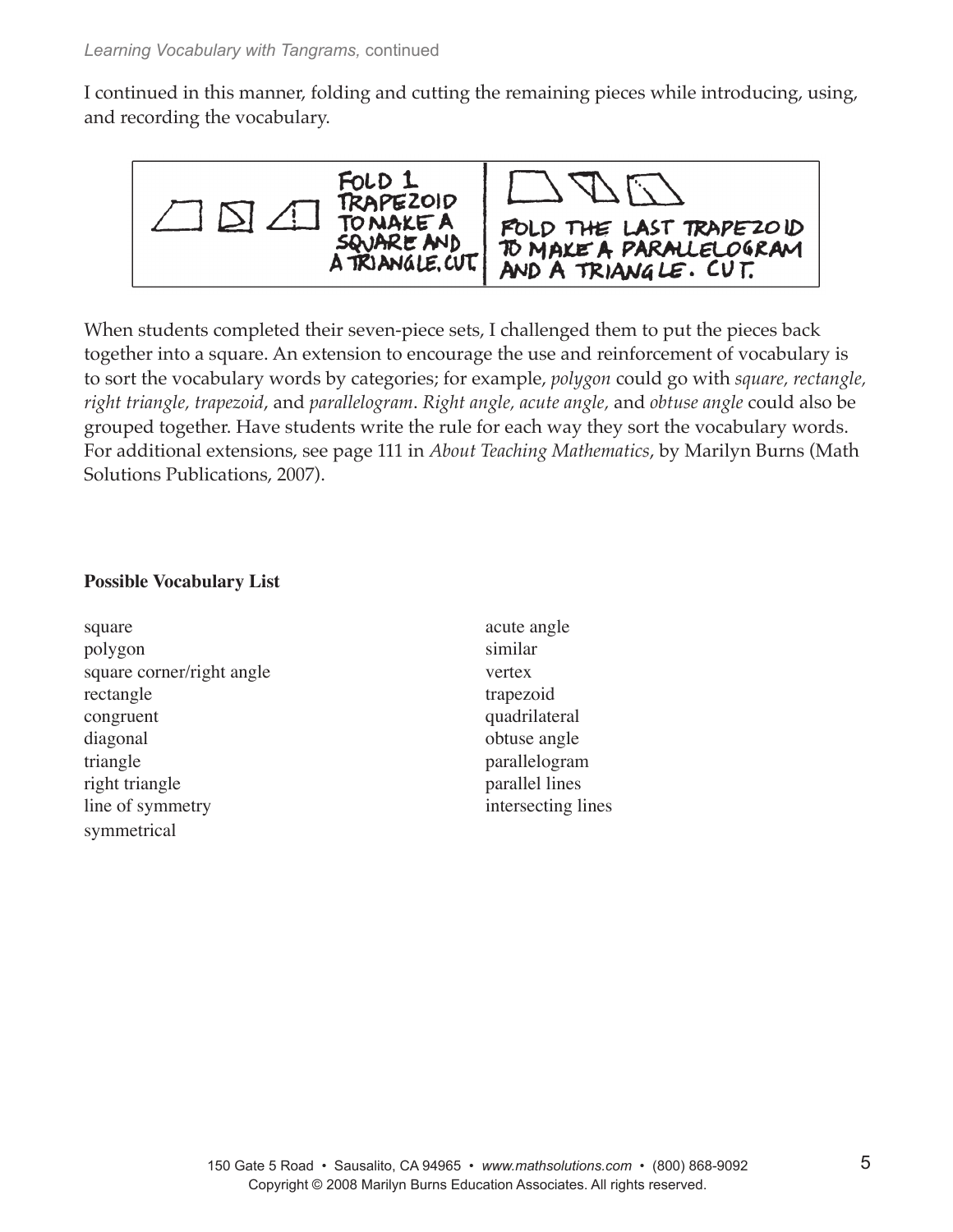I continued in this manner, folding and cutting the remaining pieces while introducing, using, and recording the vocabulary.

FOLD 1 TRAPEZOID TO MAKE A SQUARE AND A TRIANGLE. CUT.

FOLD THE LAST TRAPEZOID TO MAKE A PARALLELOGRAM AND A TRIANGLE. CUT.

When students completed their seven-piece sets, I challenged them to put the pieces back together into a square. An extension to encourage the use and reinforcement of vocabulary is to sort the vocabulary words by categories; for example, *polygon* could go with *square, rectangle, right triangle, trapezoid*, and *parallelogram*. *Right angle, acute angle,* and *obtuse angle* could also be grouped together. Have students write the rule for each way they sort the vocabulary words. For additional extensions, see page 111 in *About Teaching Mathematics*, by Marilyn Burns (Math Solutions Publications, 2007).

**Possible Vocabulary List**

square
polygon
square corner/right angle
rectangle
congruent
diagonal
triangle
right triangle
line of symmetry
symmetrical
acute angle
similar
vertex
trapezoid
quadrilateral
obtuse angle
parallelogram
parallel lines
intersecting lines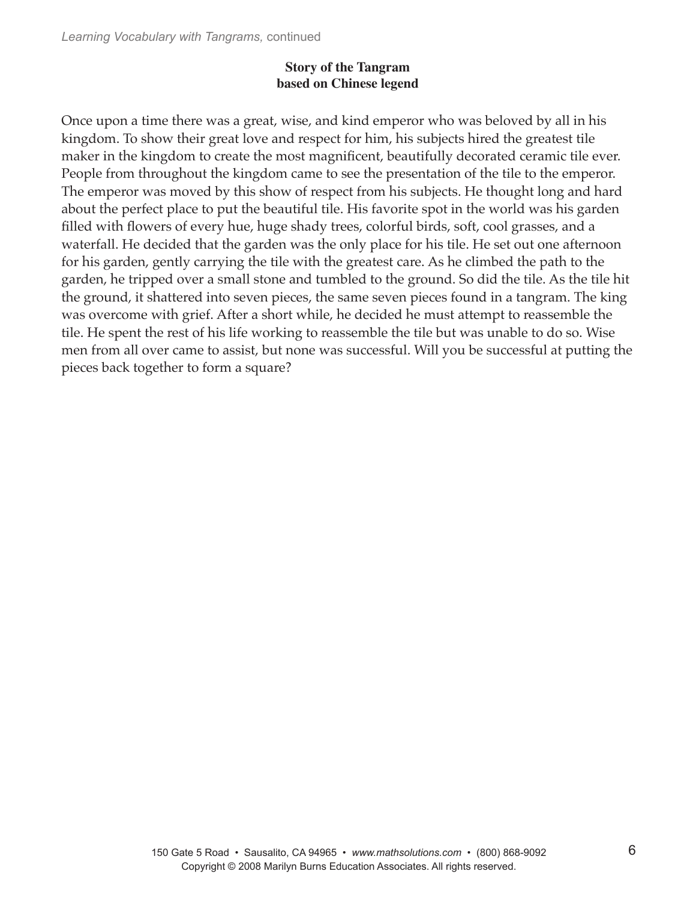**Story of the Tangram**
**based on Chinese legend**

Once upon a time there was a great, wise, and kind emperor who was beloved by all in his kingdom. To show their great love and respect for him, his subjects hired the greatest tile maker in the kingdom to create the most magnificent, beautifully decorated ceramic tile ever. People from throughout the kingdom came to see the presentation of the tile to the emperor. The emperor was moved by this show of respect from his subjects. He thought long and hard about the perfect place to put the beautiful tile. His favorite spot in the world was his garden filled with flowers of every hue, huge shady trees, colorful birds, soft, cool grasses, and a waterfall. He decided that the garden was the only place for his tile. He set out one afternoon for his garden, gently carrying the tile with the greatest care. As he climbed the path to the garden, he tripped over a small stone and tumbled to the ground. So did the tile. As the tile hit the ground, it shattered into seven pieces, the same seven pieces found in a tangram. The king was overcome with grief. After a short while, he decided he must attempt to reassemble the tile. He spent the rest of his life working to reassemble the tile but was unable to do so. Wise men from all over came to assist, but none was successful. Will you be successful at putting the pieces back together to form a square?